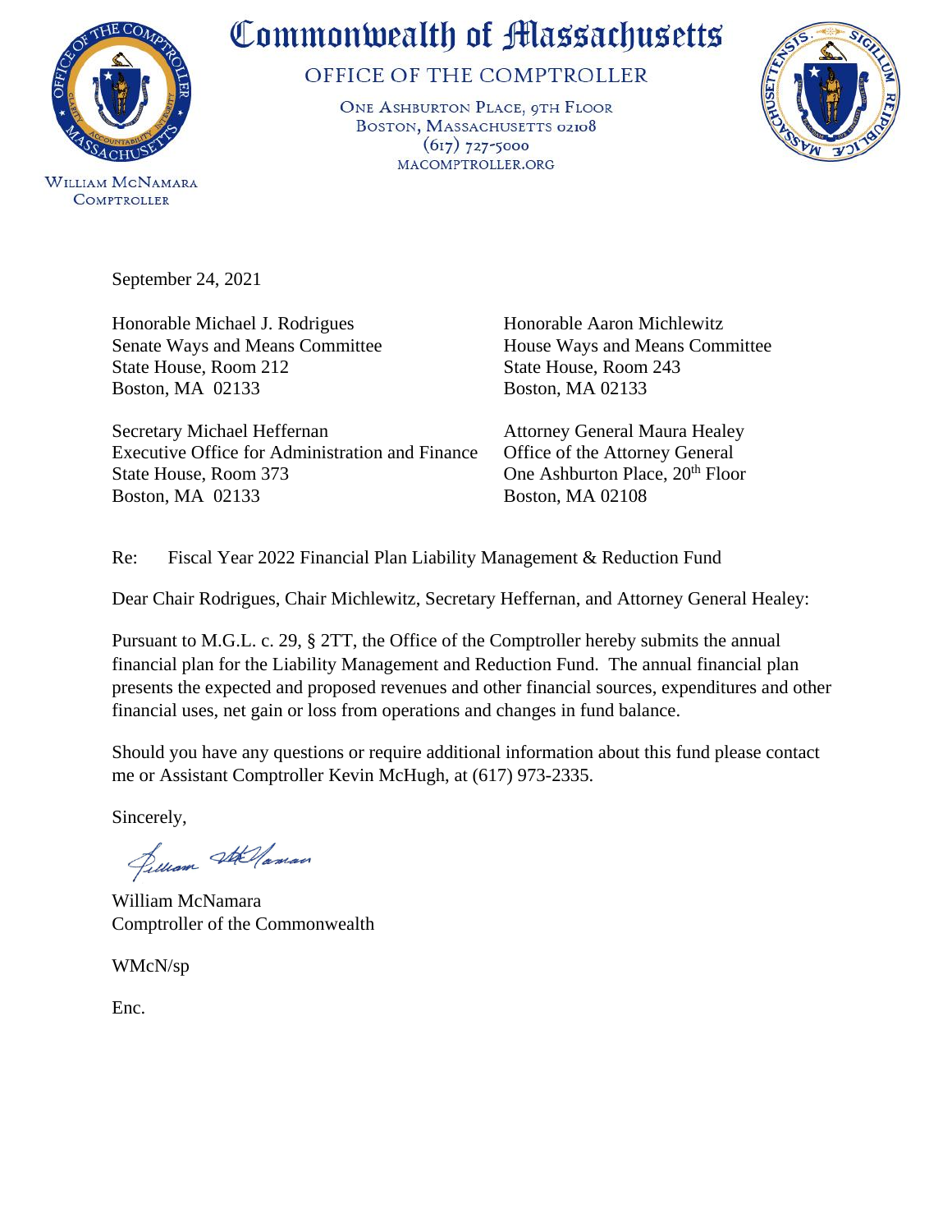# Commonwealth of Massachusetts

## OFFICE OF THE COMPTROLLER

ONE ASHBURTON PLACE, 9TH FLOOR
BOSTON, MASSACHUSETTS 02108
(617) 727-5000
MACOMPTROLLER.ORG

WILLIAM MCNAMARA
COMPTROLLER

September 24, 2021

Honorable Michael J. Rodrigues
Senate Ways and Means Committee
State House, Room 212
Boston, MA 02133

Honorable Aaron Michlewitz
House Ways and Means Committee
State House, Room 243
Boston, MA 02133

Secretary Michael Heffernan
Executive Office for Administration and Finance
State House, Room 373
Boston, MA 02133

Attorney General Maura Healey
Office of the Attorney General
One Ashburton Place, 20th Floor
Boston, MA 02108

Re: Fiscal Year 2022 Financial Plan Liability Management & Reduction Fund

Dear Chair Rodrigues, Chair Michlewitz, Secretary Heffernan, and Attorney General Healey:

Pursuant to M.G.L. c. 29, § 2TT, the Office of the Comptroller hereby submits the annual financial plan for the Liability Management and Reduction Fund. The annual financial plan presents the expected and proposed revenues and other financial sources, expenditures and other financial uses, net gain or loss from operations and changes in fund balance.

Should you have any questions or require additional information about this fund please contact me or Assistant Comptroller Kevin McHugh, at (617) 973-2335.

Sincerely,

William McNamara
Comptroller of the Commonwealth

WMcN/sp

Enc.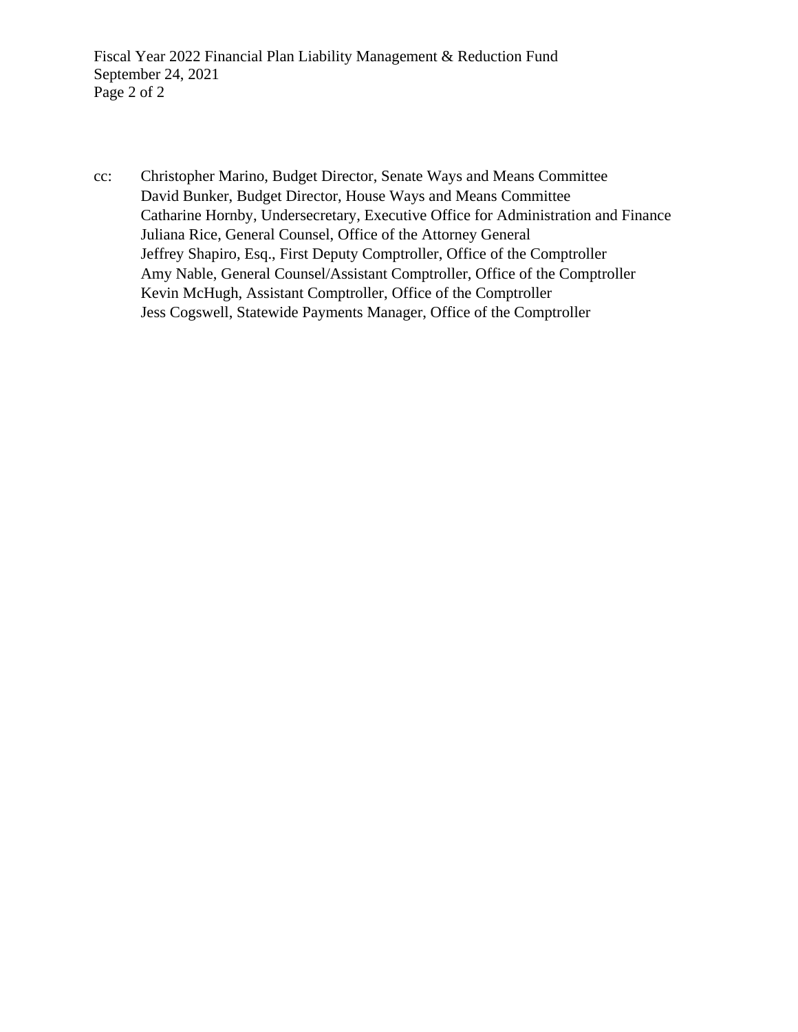cc: Christopher Marino, Budget Director, Senate Ways and Means Committee
David Bunker, Budget Director, House Ways and Means Committee
Catharine Hornby, Undersecretary, Executive Office for Administration and Finance
Juliana Rice, General Counsel, Office of the Attorney General
Jeffrey Shapiro, Esq., First Deputy Comptroller, Office of the Comptroller
Amy Nable, General Counsel/Assistant Comptroller, Office of the Comptroller
Kevin McHugh, Assistant Comptroller, Office of the Comptroller
Jess Cogswell, Statewide Payments Manager, Office of the Comptroller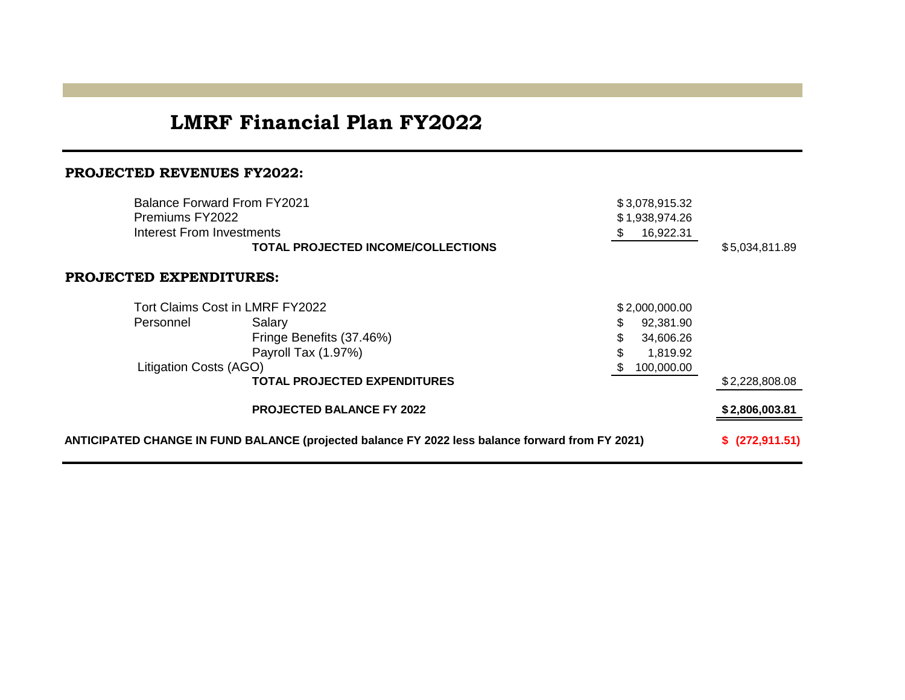# LMRF Financial Plan FY2022

## PROJECTED REVENUES FY2022:

| | | | |
|---|---|---|---|
| Balance Forward From FY2021 | | $3,078,915.32 | |
| Premiums FY2022 | | $1,938,974.26 | |
| Interest From Investments | | $ 16,922.31 | |
| | **TOTAL PROJECTED INCOME/COLLECTIONS** | | $5,034,811.89 |

## PROJECTED EXPENDITURES:

| | | | |
|---|---|---|---|
| Tort Claims Cost in LMRF FY2022 | | $2,000,000.00 | |
| Personnel | Salary | $ 92,381.90 | |
| | Fringe Benefits (37.46%) | $ 34,606.26 | |
| | Payroll Tax (1.97%) | $ 1,819.92 | |
| Litigation Costs (AGO) | | $ 100,000.00 | |
| | **TOTAL PROJECTED EXPENDITURES** | | $2,228,808.08 |
| | **PROJECTED BALANCE FY 2022** | | **$2,806,003.81** |

**ANTICIPATED CHANGE IN FUND BALANCE (projected balance FY 2022 less balance forward from FY 2021)** **$ (272,911.51)**